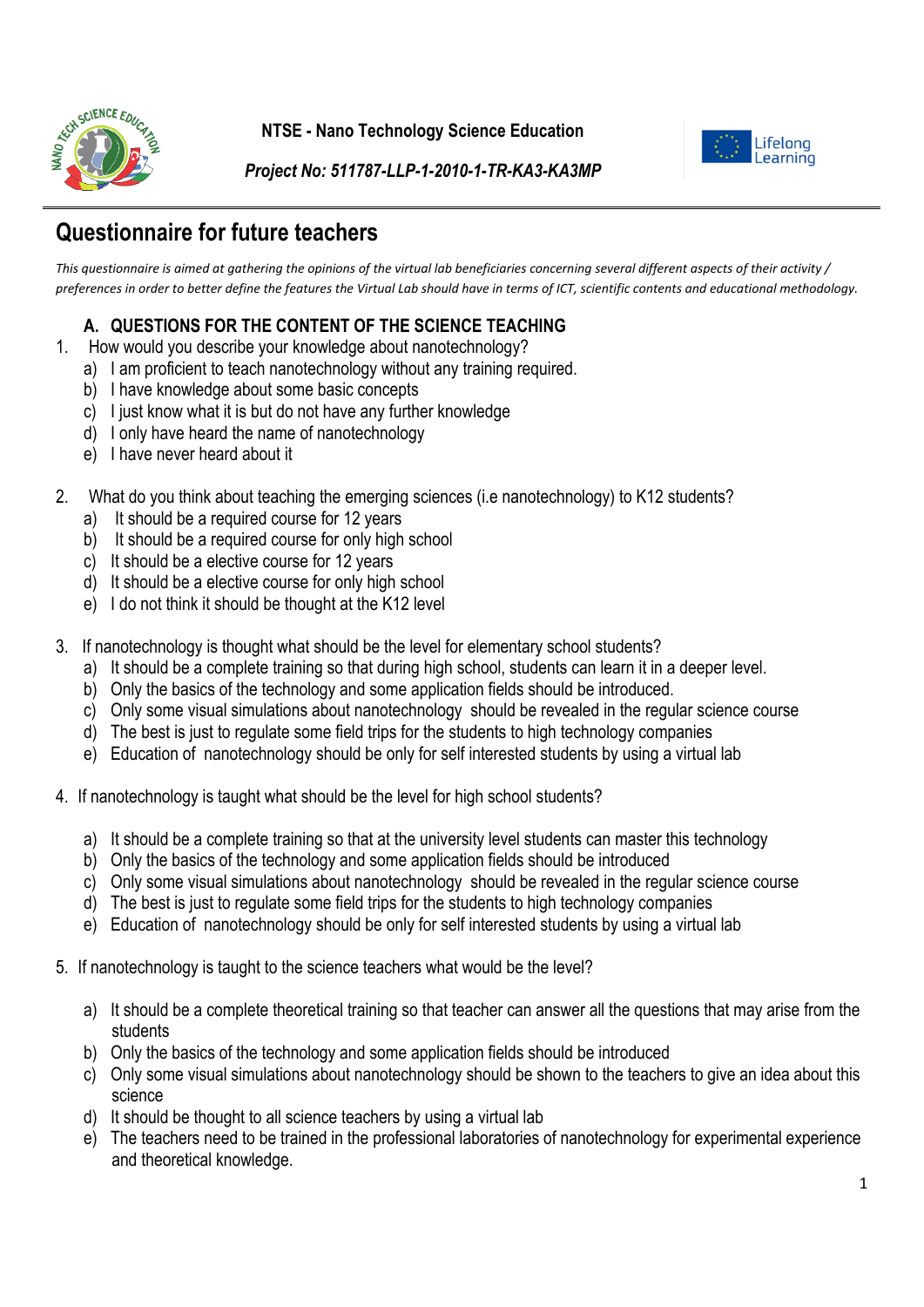**NTSE - Nano Technology Science Education**

***Project No: 511787-LLP-1-2010-1-TR-KA3-KA3MP***

# Questionnaire for future teachers

*This questionnaire is aimed at gathering the opinions of the virtual lab beneficiaries concerning several different aspects of their activity / preferences in order to better define the features the Virtual Lab should have in terms of ICT, scientific contents and educational methodology.*

## A. QUESTIONS FOR THE CONTENT OF THE SCIENCE TEACHING

1. How would you describe your knowledge about nanotechnology?
   a) I am proficient to teach nanotechnology without any training required.
   b) I have knowledge about some basic concepts
   c) I just know what it is but do not have any further knowledge
   d) I only have heard the name of nanotechnology
   e) I have never heard about it

2. What do you think about teaching the emerging sciences (i.e nanotechnology) to K12 students?
   a) It should be a required course for 12 years
   b) It should be a required course for only high school
   c) It should be a elective course for 12 years
   d) It should be a elective course for only high school
   e) I do not think it should be thought at the K12 level

3. If nanotechnology is thought what should be the level for elementary school students?
   a) It should be a complete training so that during high school, students can learn it in a deeper level.
   b) Only the basics of the technology and some application fields should be introduced.
   c) Only some visual simulations about nanotechnology should be revealed in the regular science course
   d) The best is just to regulate some field trips for the students to high technology companies
   e) Education of nanotechnology should be only for self interested students by using a virtual lab

4. If nanotechnology is taught what should be the level for high school students?
   a) It should be a complete training so that at the university level students can master this technology
   b) Only the basics of the technology and some application fields should be introduced
   c) Only some visual simulations about nanotechnology should be revealed in the regular science course
   d) The best is just to regulate some field trips for the students to high technology companies
   e) Education of nanotechnology should be only for self interested students by using a virtual lab

5. If nanotechnology is taught to the science teachers what would be the level?
   a) It should be a complete theoretical training so that teacher can answer all the questions that may arise from the students
   b) Only the basics of the technology and some application fields should be introduced
   c) Only some visual simulations about nanotechnology should be shown to the teachers to give an idea about this science
   d) It should be thought to all science teachers by using a virtual lab
   e) The teachers need to be trained in the professional laboratories of nanotechnology for experimental experience and theoretical knowledge.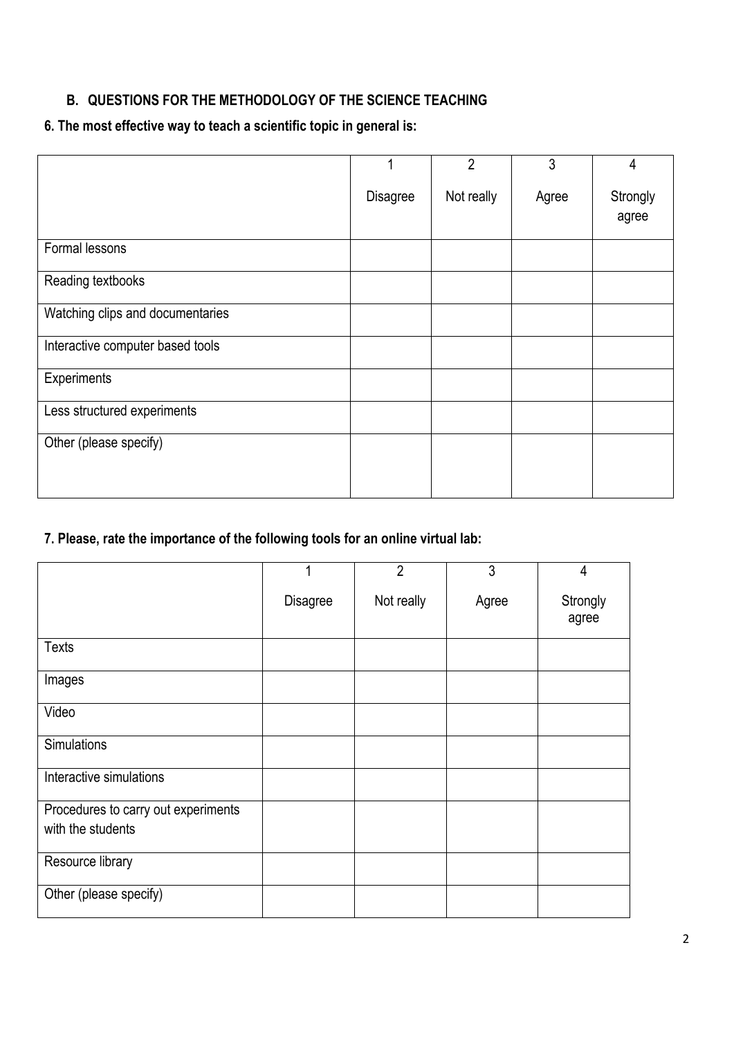## B. QUESTIONS FOR THE METHODOLOGY OF THE SCIENCE TEACHING

**6. The most effective way to teach a scientific topic in general is:**

| | 1 Disagree | 2 Not really | 3 Agree | 4 Strongly agree |
|---|---|---|---|---|
| Formal lessons | | | | |
| Reading textbooks | | | | |
| Watching clips and documentaries | | | | |
| Interactive computer based tools | | | | |
| Experiments | | | | |
| Less structured experiments | | | | |
| Other (please specify) | | | | |

**7. Please, rate the importance of the following tools for an online virtual lab:**

| | 1 Disagree | 2 Not really | 3 Agree | 4 Strongly agree |
|---|---|---|---|---|
| Texts | | | | |
| Images | | | | |
| Video | | | | |
| Simulations | | | | |
| Interactive simulations | | | | |
| Procedures to carry out experiments with the students | | | | |
| Resource library | | | | |
| Other (please specify) | | | | |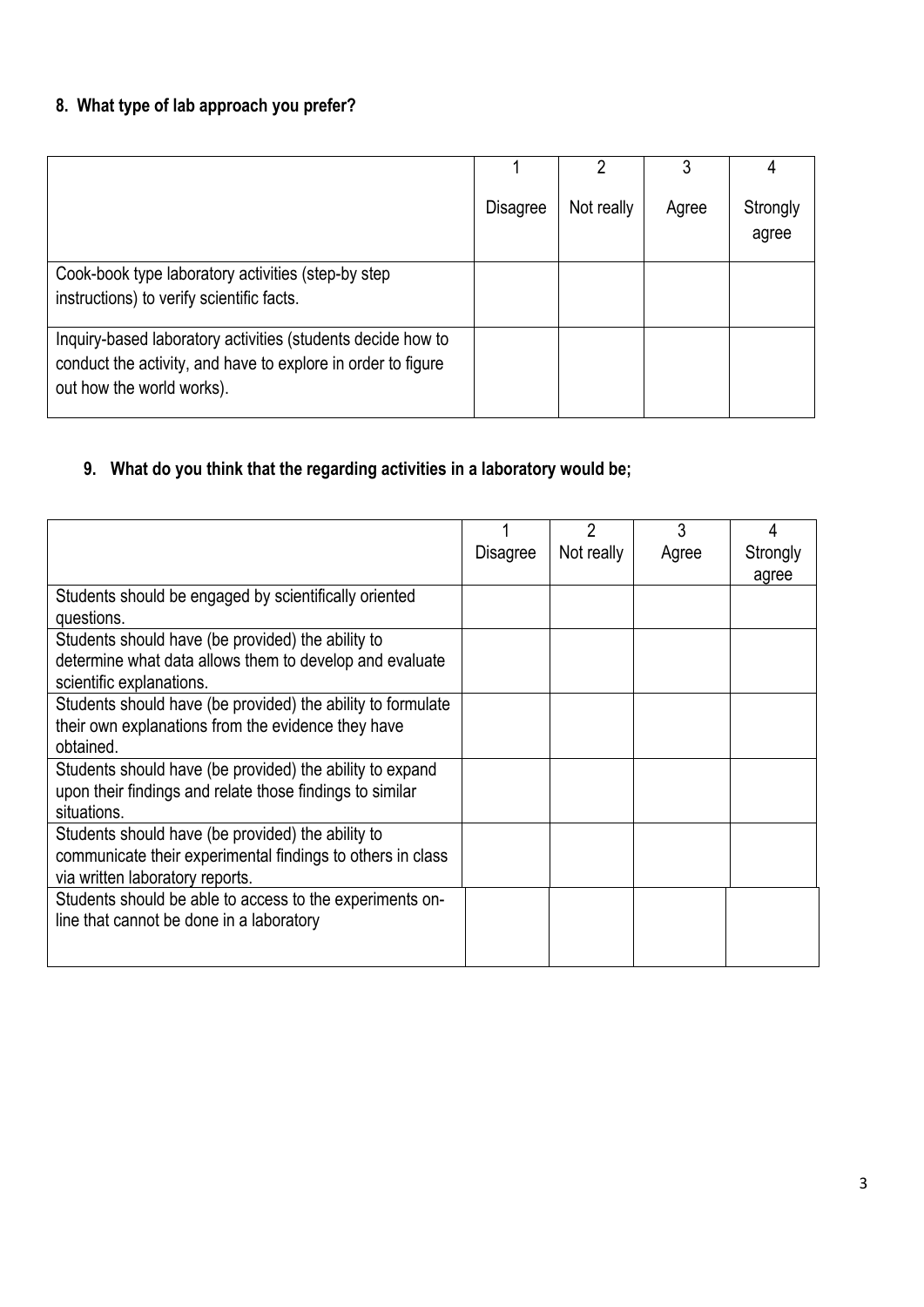**8. What type of lab approach you prefer?**

| | 1<br>Disagree | 2<br>Not really | 3<br>Agree | 4<br>Strongly agree |
|---|---|---|---|---|
| Cook-book type laboratory activities (step-by step instructions) to verify scientific facts. | | | | |
| Inquiry-based laboratory activities (students decide how to conduct the activity, and have to explore in order to figure out how the world works). | | | | |

**9. What do you think that the regarding activities in a laboratory would be;**

| | 1<br>Disagree | 2<br>Not really | 3<br>Agree | 4<br>Strongly agree |
|---|---|---|---|---|
| Students should be engaged by scientifically oriented questions. | | | | |
| Students should have (be provided) the ability to determine what data allows them to develop and evaluate scientific explanations. | | | | |
| Students should have (be provided) the ability to formulate their own explanations from the evidence they have obtained. | | | | |
| Students should have (be provided) the ability to expand upon their findings and relate those findings to similar situations. | | | | |
| Students should have (be provided) the ability to communicate their experimental findings to others in class via written laboratory reports. | | | | |
| Students should be able to access to the experiments on-line that cannot be done in a laboratory | | | | |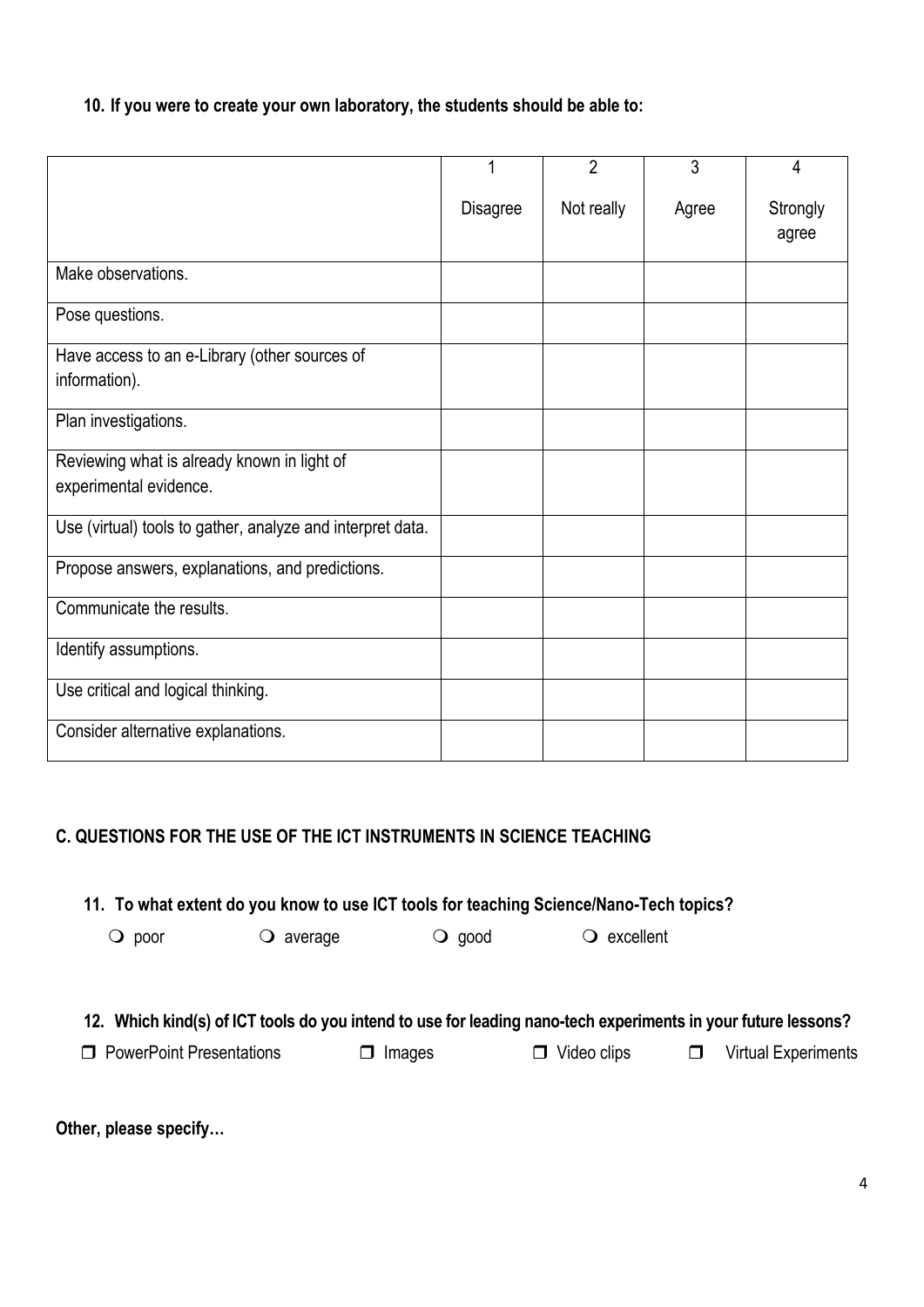**10. If you were to create your own laboratory, the students should be able to:**

| | 1<br>Disagree | 2<br>Not really | 3<br>Agree | 4<br>Strongly agree |
|---|---|---|---|---|
| Make observations. | | | | |
| Pose questions. | | | | |
| Have access to an e-Library (other sources of information). | | | | |
| Plan investigations. | | | | |
| Reviewing what is already known in light of experimental evidence. | | | | |
| Use (virtual) tools to gather, analyze and interpret data. | | | | |
| Propose answers, explanations, and predictions. | | | | |
| Communicate the results. | | | | |
| Identify assumptions. | | | | |
| Use critical and logical thinking. | | | | |
| Consider alternative explanations. | | | | |

## C. QUESTIONS FOR THE USE OF THE ICT INSTRUMENTS IN SCIENCE TEACHING

**11. To what extent do you know to use ICT tools for teaching Science/Nano-Tech topics?**

❍ poor ❍ average ❍ good ❍ excellent

**12. Which kind(s) of ICT tools do you intend to use for leading nano-tech experiments in your future lessons?**

❒ PowerPoint Presentations ❒ Images ❒ Video clips ❒ Virtual Experiments

**Other, please specify…**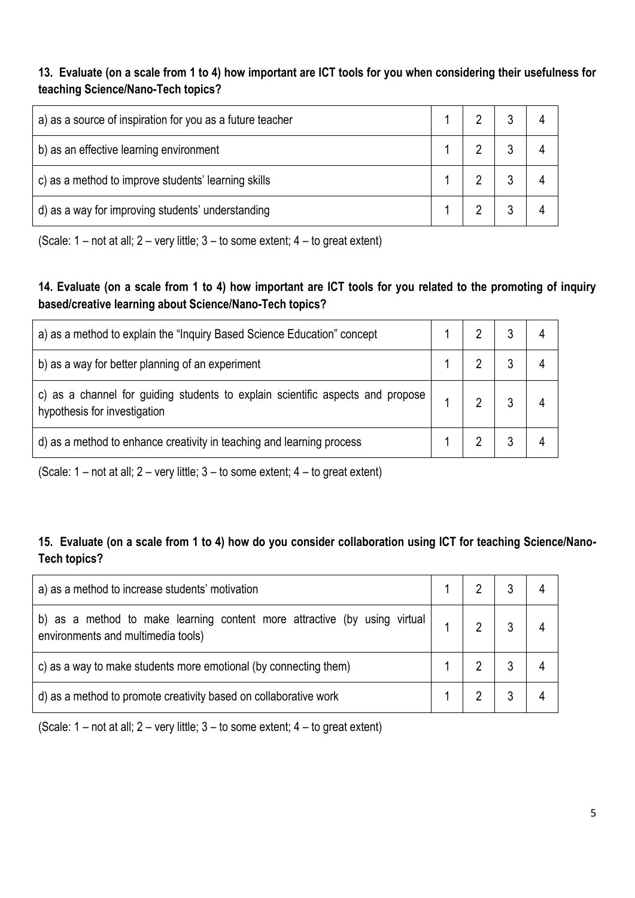**13. Evaluate (on a scale from 1 to 4) how important are ICT tools for you when considering their usefulness for teaching Science/Nano-Tech topics?**

| | | | | |
|---|---|---|---|---|
| a) as a source of inspiration for you as a future teacher | 1 | 2 | 3 | 4 |
| b) as an effective learning environment | 1 | 2 | 3 | 4 |
| c) as a method to improve students' learning skills | 1 | 2 | 3 | 4 |
| d) as a way for improving students' understanding | 1 | 2 | 3 | 4 |

(Scale: 1 – not at all; 2 – very little; 3 – to some extent; 4 – to great extent)

**14. Evaluate (on a scale from 1 to 4) how important are ICT tools for you related to the promoting of inquiry based/creative learning about Science/Nano-Tech topics?**

| | | | | |
|---|---|---|---|---|
| a) as a method to explain the "Inquiry Based Science Education" concept | 1 | 2 | 3 | 4 |
| b) as a way for better planning of an experiment | 1 | 2 | 3 | 4 |
| c) as a channel for guiding students to explain scientific aspects and propose hypothesis for investigation | 1 | 2 | 3 | 4 |
| d) as a method to enhance creativity in teaching and learning process | 1 | 2 | 3 | 4 |

(Scale: 1 – not at all; 2 – very little; 3 – to some extent; 4 – to great extent)

**15. Evaluate (on a scale from 1 to 4) how do you consider collaboration using ICT for teaching Science/Nano-Tech topics?**

| | | | | |
|---|---|---|---|---|
| a) as a method to increase students' motivation | 1 | 2 | 3 | 4 |
| b) as a method to make learning content more attractive (by using virtual environments and multimedia tools) | 1 | 2 | 3 | 4 |
| c) as a way to make students more emotional (by connecting them) | 1 | 2 | 3 | 4 |
| d) as a method to promote creativity based on collaborative work | 1 | 2 | 3 | 4 |

(Scale: 1 – not at all; 2 – very little; 3 – to some extent; 4 – to great extent)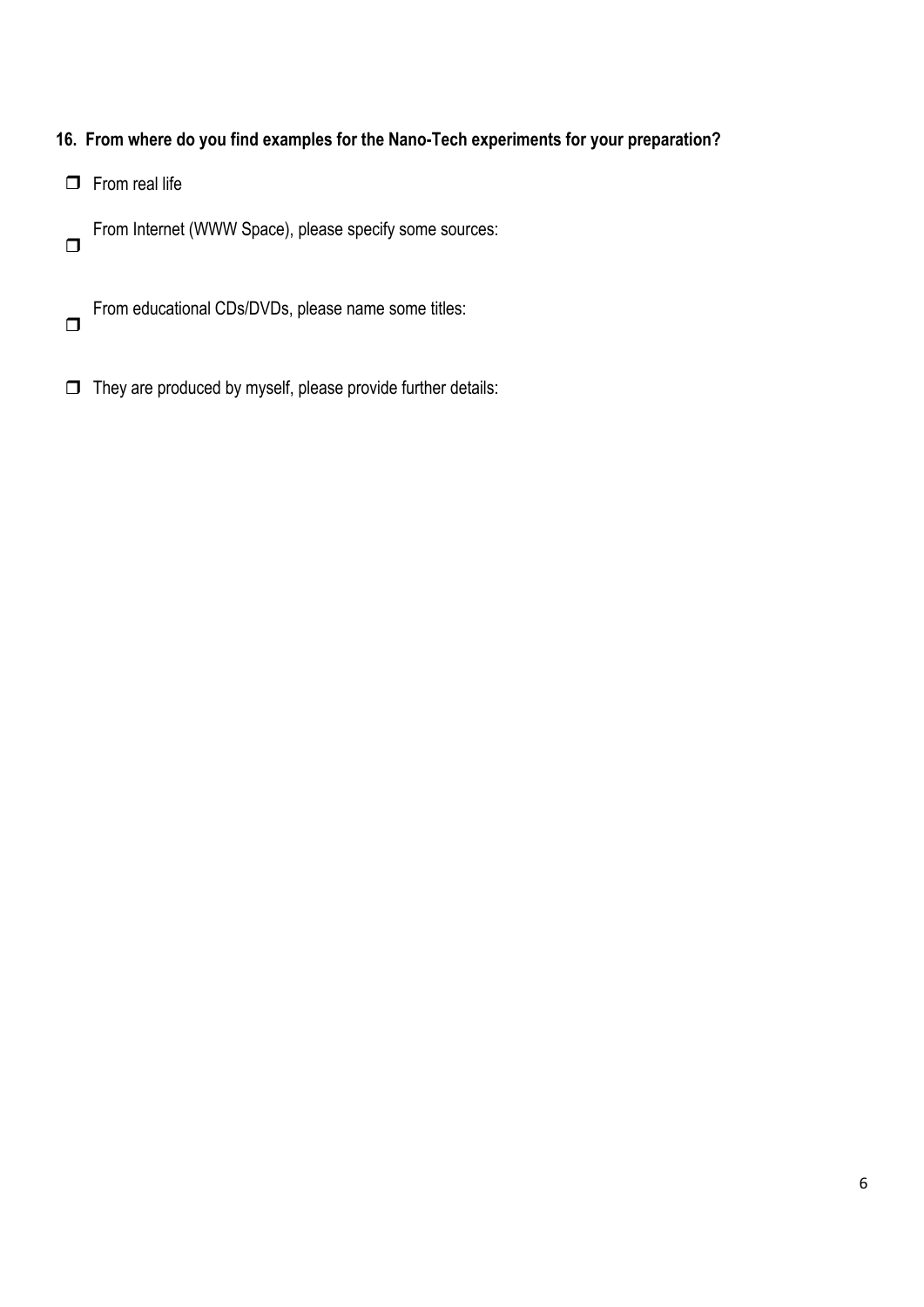**16. From where do you find examples for the Nano-Tech experiments for your preparation?**

- ❒ From real life
- ❒ From Internet (WWW Space), please specify some sources:
- ❒ From educational CDs/DVDs, please name some titles:
- ❒ They are produced by myself, please provide further details: